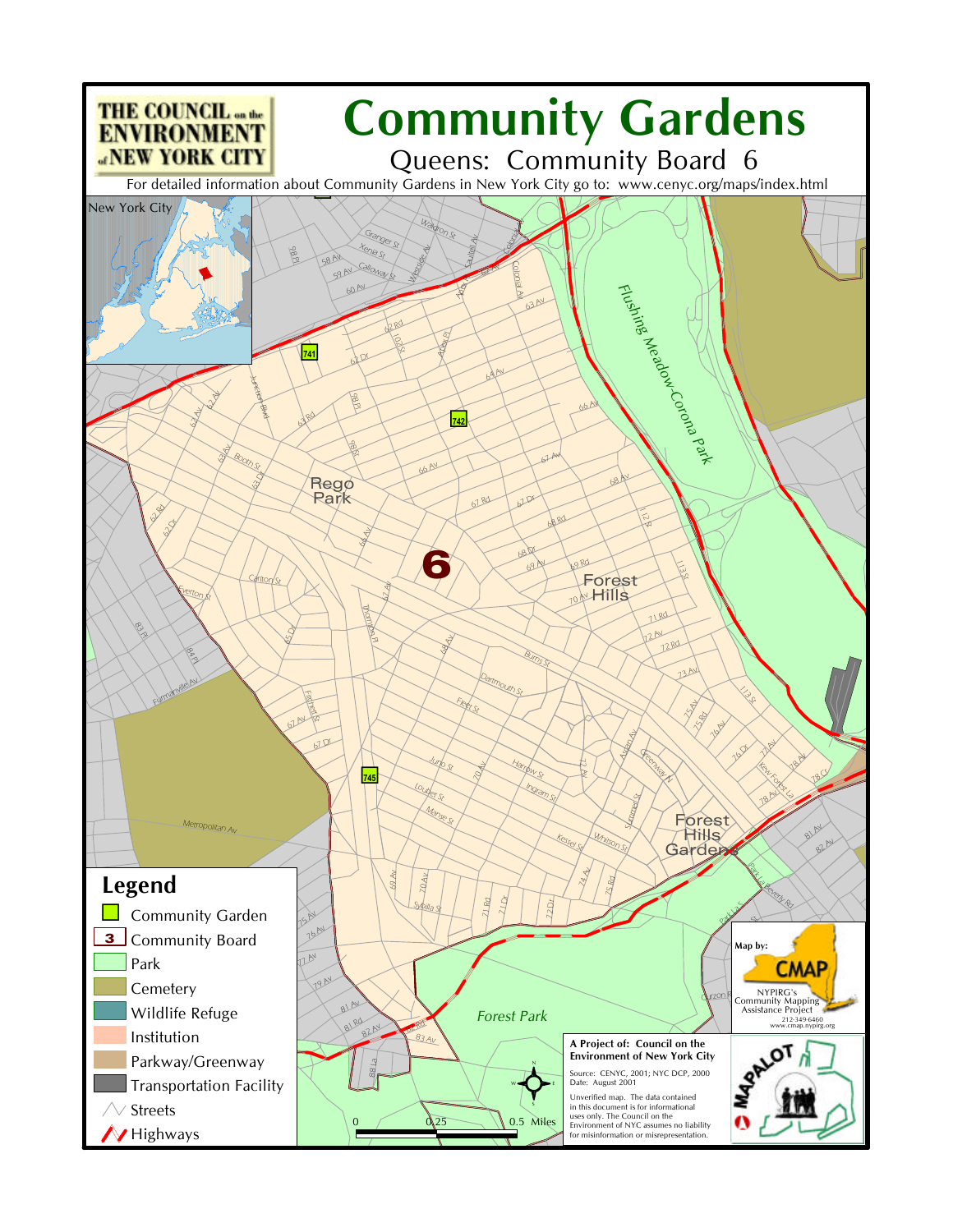THE COUNCIL on the ENVIRONMENT of NEW YORK CITY

# Community Gardens

## Queens: Community Board 6

For detailed information about Community Gardens in New York City go to: www.cenyc.org/maps/index.html

New York City

741

742

745

Rego Park

Forest Hills

Forest Hills Gardens

6

Flushing Meadow-Corona Park

Forest Park

Metropolitan Av

## Legend

- Community Garden
- 3 Community Board
- Park
- Cemetery
- Wildlife Refuge
- Institution
- Parkway/Greenway
- Transportation Facility
- Streets
- Highways

0 0.25 0.5 Miles

Map by: CMAP

NYPIRG's Community Mapping Assistance Project
212-349-6460
www.cmap.nypirg.org

**A Project of: Council on the Environment of New York City**

Source: CENYC, 2001; NYC DCP, 2000
Date: August 2001

Unverified map. The data contained in this document is for informational uses only. The Council on the Environment of NYC assumes no liability for misinformation or misrepresentation.

MAPALOT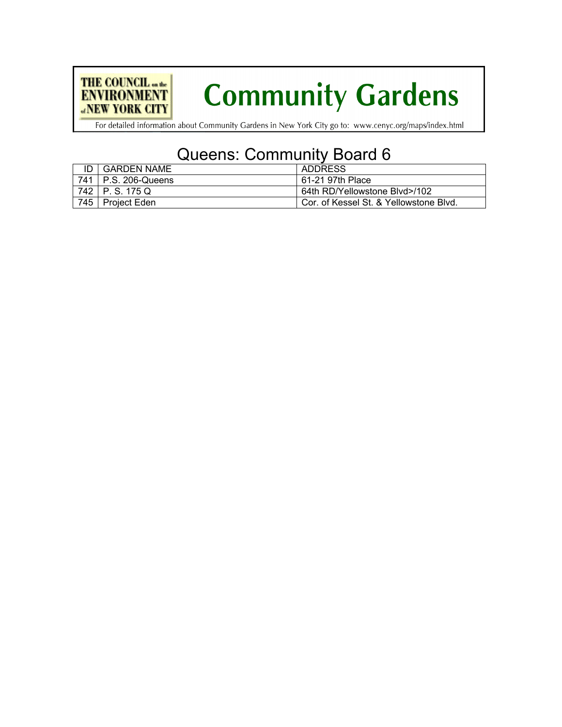THE COUNCIL on the ENVIRONMENT of NEW YORK CITY

# Community Gardens

For detailed information about Community Gardens in New York City go to: www.cenyc.org/maps/index.html

## Queens: Community Board 6

| ID | GARDEN NAME | ADDRESS |
|---|---|---|
| 741 | P.S. 206-Queens | 61-21 97th Place |
| 742 | P. S. 175 Q | 64th RD/Yellowstone Blvd>/102 |
| 745 | Project Eden | Cor. of Kessel St. & Yellowstone Blvd. |